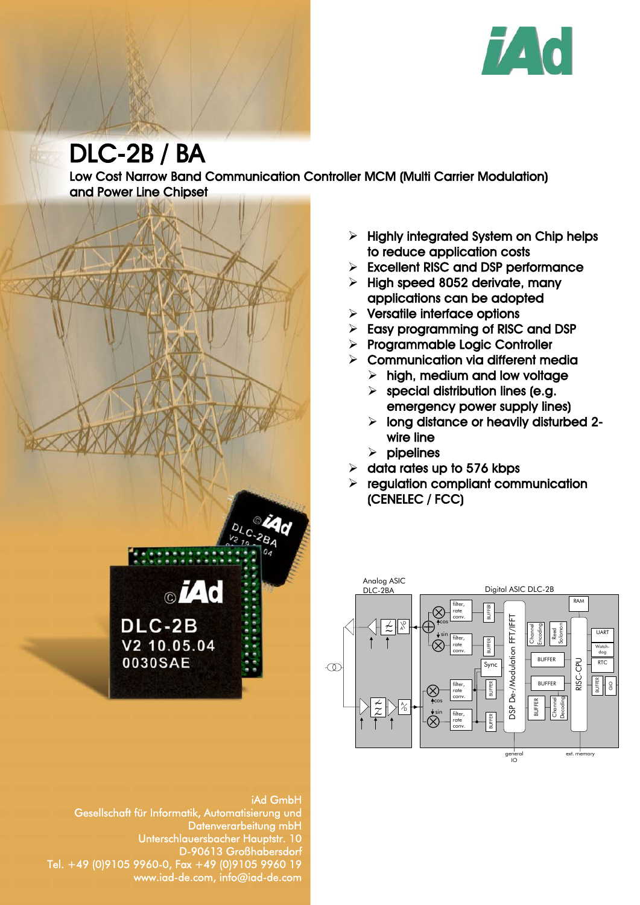# DLC-2B / BA

Low Cost Narrow Band Communication Controller MCM (Multi Carrier Modulation) and Power Line Chipset

- Highly integrated System on Chip helps to reduce application costs
- Excellent RISC and DSP performance
- High speed 8052 derivate, many applications can be adopted
- Versatile interface options
- Easy programming of RISC and DSP
- Programmable Logic Controller
- Communication via different media
  - high, medium and low voltage
  - special distribution lines (e.g. emergency power supply lines)
  - long distance or heavily disturbed 2-wire line
  - pipelines
- data rates up to 576 kbps
- regulation compliant communication (CENELEC / FCC)

iAd GmbH
Gesellschaft für Informatik, Automatisierung und Datenverarbeitung mbH
Unterschlauersbacher Hauptstr. 10
D-90613 Großhabersdorf
Tel. +49 (0)9105 9960-0, Fax +49 (0)9105 9960 19
www.iad-de.com, info@iad-de.com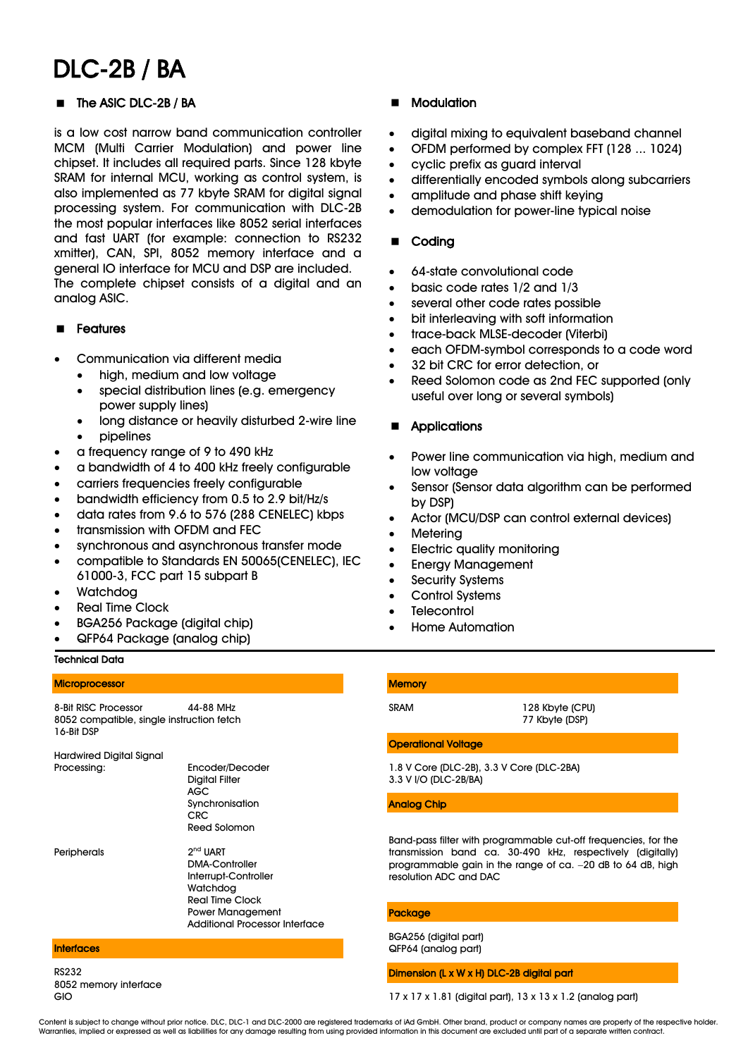# DLC-2B / BA

## The ASIC DLC-2B / BA

is a low cost narrow band communication controller MCM (Multi Carrier Modulation) and power line chipset. It includes all required parts. Since 128 kbyte SRAM for internal MCU, working as control system, is also implemented as 77 kbyte SRAM for digital signal processing system. For communication with DLC-2B the most popular interfaces like 8052 serial interfaces and fast UART (for example: connection to RS232 xmitter), CAN, SPI, 8052 memory interface and a general IO interface for MCU and DSP are included. The complete chipset consists of a digital and an analog ASIC.

## Features

- Communication via different media
  - high, medium and low voltage
  - special distribution lines (e.g. emergency power supply lines)
  - long distance or heavily disturbed 2-wire line
  - pipelines
- a frequency range of 9 to 490 kHz
- a bandwidth of 4 to 400 kHz freely configurable
- carriers frequencies freely configurable
- bandwidth efficiency from 0.5 to 2.9 bit/Hz/s
- data rates from 9.6 to 576 (288 CENELEC) kbps
- transmission with OFDM and FEC
- synchronous and asynchronous transfer mode
- compatible to Standards EN 50065(CENELEC), IEC 61000-3, FCC part 15 subpart B
- Watchdog
- Real Time Clock
- BGA256 Package (digital chip)
- QFP64 Package (analog chip)

## Modulation

- digital mixing to equivalent baseband channel
- OFDM performed by complex FFT (128 ... 1024)
- cyclic prefix as guard interval
- differentially encoded symbols along subcarriers
- amplitude and phase shift keying
- demodulation for power-line typical noise

## Coding

- 64-state convolutional code
- basic code rates 1/2 and 1/3
- several other code rates possible
- bit interleaving with soft information
- trace-back MLSE-decoder (Viterbi)
- each OFDM-symbol corresponds to a code word
- 32 bit CRC for error detection, or
- Reed Solomon code as 2nd FEC supported (only useful over long or several symbols)

## Applications

- Power line communication via high, medium and low voltage
- Sensor (Sensor data algorithm can be performed by DSP)
- Actor (MCU/DSP can control external devices)
- Metering
- Electric quality monitoring
- Energy Management
- Security Systems
- Control Systems
- Telecontrol
- Home Automation

## Technical Data

### Microprocessor

| | |
|---|---|
| 8-Bit RISC Processor | 44-88 MHz |
| 8052 compatible, single instruction fetch | |
| 16-Bit DSP | |
| Hardwired Digital Signal Processing: | Encoder/Decoder<br>Digital Filter<br>AGC<br>Synchronisation<br>CRC<br>Reed Solomon |
| Peripherals | 2nd UART<br>DMA-Controller<br>Interrupt-Controller<br>Watchdog<br>Real Time Clock<br>Power Management<br>Additional Processor Interface |

### Interfaces

RS232
8052 memory interface
GIO

### Memory

| | |
|---|---|
| SRAM | 128 Kbyte (CPU)<br>77 Kbyte (DSP) |

### Operational Voltage

1.8 V Core (DLC-2B), 3.3 V Core (DLC-2BA)
3.3 V I/O (DLC-2B/BA)

### Analog Chip

Band-pass filter with programmable cut-off frequencies, for the transmission band ca. 30-490 kHz, respectively (digitally) programmable gain in the range of ca. −20 dB to 64 dB, high resolution ADC and DAC

### Package

BGA256 (digital part)
QFP64 (analog part)

### Dimension (L x W x H) DLC-2B digital part

17 x 17 x 1.81 (digital part), 13 x 13 x 1.2 (analog part)

Content is subject to change without prior notice. DLC, DLC-1 and DLC-2000 are registered trademarks of iAd GmbH. Other brand, product or company names are property of the respective holder. Warranties, implied or expressed as well as liabilities for any damage resulting from using provided information in this document are excluded until part of a separate written contract.